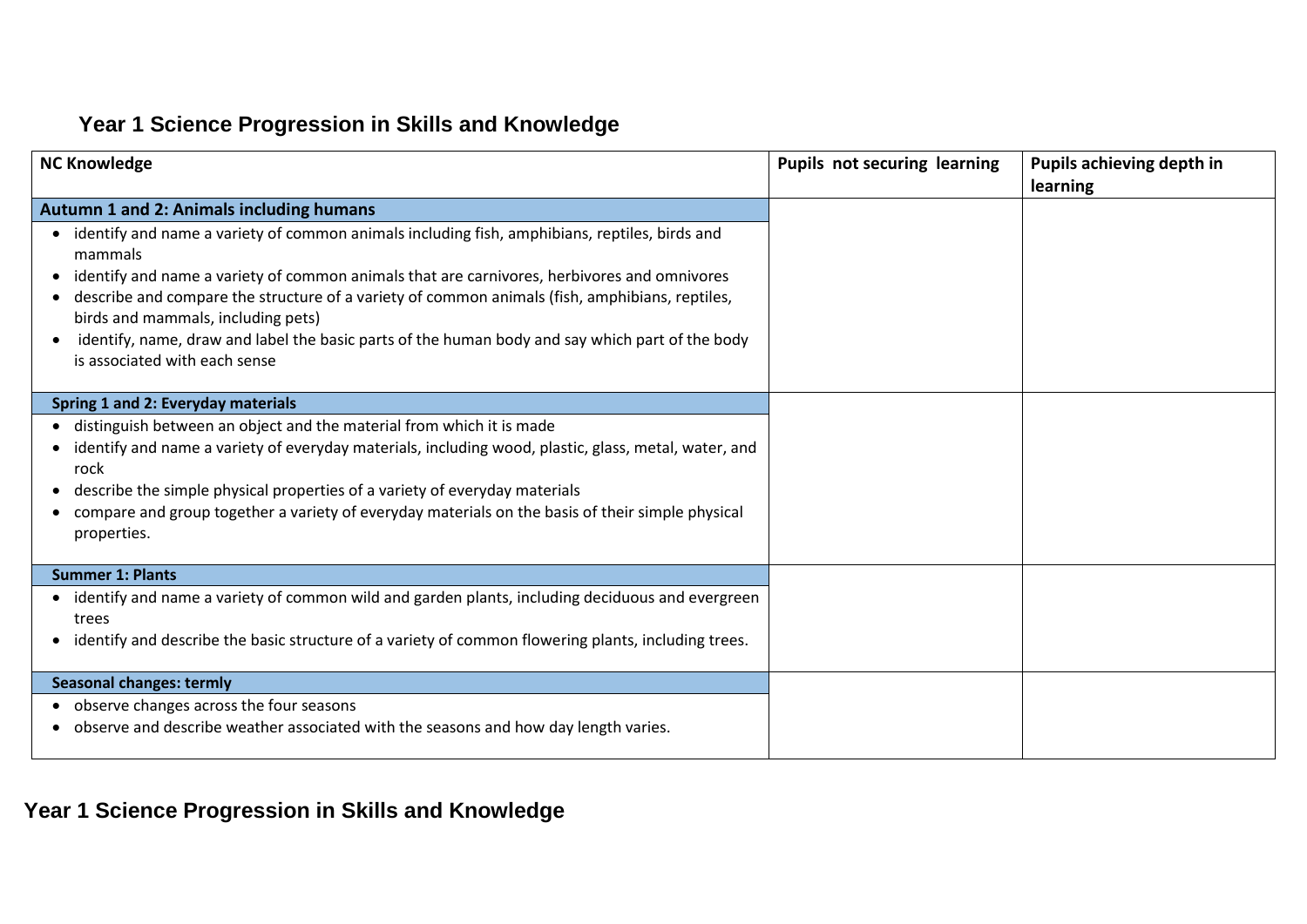# Year 1 Science Progression in Skills and Knowledge

| NC Knowledge | Pupils not securing learning | Pupils achieving depth in learning |
|---|---|---|
| **Autumn 1 and 2: Animals including humans** | | |
| • identify and name a variety of common animals including fish, amphibians, reptiles, birds and mammals<br>• identify and name a variety of common animals that are carnivores, herbivores and omnivores<br>• describe and compare the structure of a variety of common animals (fish, amphibians, reptiles, birds and mammals, including pets)<br>• identify, name, draw and label the basic parts of the human body and say which part of the body is associated with each sense | | |
| **Spring 1 and 2: Everyday materials** | | |
| • distinguish between an object and the material from which it is made<br>• identify and name a variety of everyday materials, including wood, plastic, glass, metal, water, and rock<br>• describe the simple physical properties of a variety of everyday materials<br>• compare and group together a variety of everyday materials on the basis of their simple physical properties. | | |
| **Summer 1: Plants** | | |
| • identify and name a variety of common wild and garden plants, including deciduous and evergreen trees<br>• identify and describe the basic structure of a variety of common flowering plants, including trees. | | |
| **Seasonal changes: termly** | | |
| • observe changes across the four seasons<br>• observe and describe weather associated with the seasons and how day length varies. | | |

# Year 1 Science Progression in Skills and Knowledge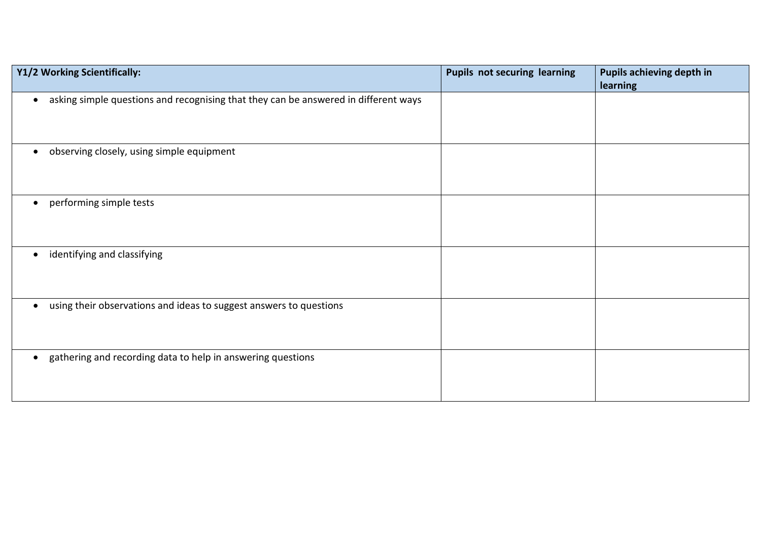| Y1/2 Working Scientifically: | Pupils not securing learning | Pupils achieving depth in learning |
| --- | --- | --- |
| • asking simple questions and recognising that they can be answered in different ways | | |
| • observing closely, using simple equipment | | |
| • performing simple tests | | |
| • identifying and classifying | | |
| • using their observations and ideas to suggest answers to questions | | |
| • gathering and recording data to help in answering questions | | |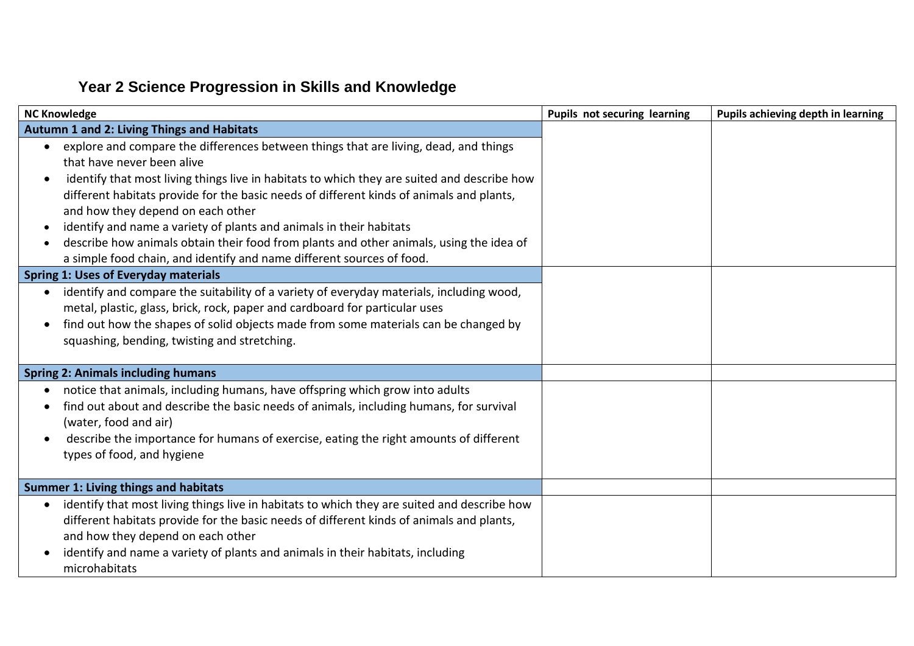# Year 2 Science Progression in Skills and Knowledge

| NC Knowledge | Pupils not securing learning | Pupils achieving depth in learning |
|---|---|---|
| **Autumn 1 and 2: Living Things and Habitats** | | |
| • explore and compare the differences between things that are living, dead, and things that have never been alive<br>• identify that most living things live in habitats to which they are suited and describe how different habitats provide for the basic needs of different kinds of animals and plants, and how they depend on each other<br>• identify and name a variety of plants and animals in their habitats<br>• describe how animals obtain their food from plants and other animals, using the idea of a simple food chain, and identify and name different sources of food. | | |
| **Spring 1: Uses of Everyday materials** | | |
| • identify and compare the suitability of a variety of everyday materials, including wood, metal, plastic, glass, brick, rock, paper and cardboard for particular uses<br>• find out how the shapes of solid objects made from some materials can be changed by squashing, bending, twisting and stretching. | | |
| **Spring 2: Animals including humans** | | |
| • notice that animals, including humans, have offspring which grow into adults<br>• find out about and describe the basic needs of animals, including humans, for survival (water, food and air)<br>• describe the importance for humans of exercise, eating the right amounts of different types of food, and hygiene | | |
| **Summer 1: Living things and habitats** | | |
| • identify that most living things live in habitats to which they are suited and describe how different habitats provide for the basic needs of different kinds of animals and plants, and how they depend on each other<br>• identify and name a variety of plants and animals in their habitats, including microhabitats | | |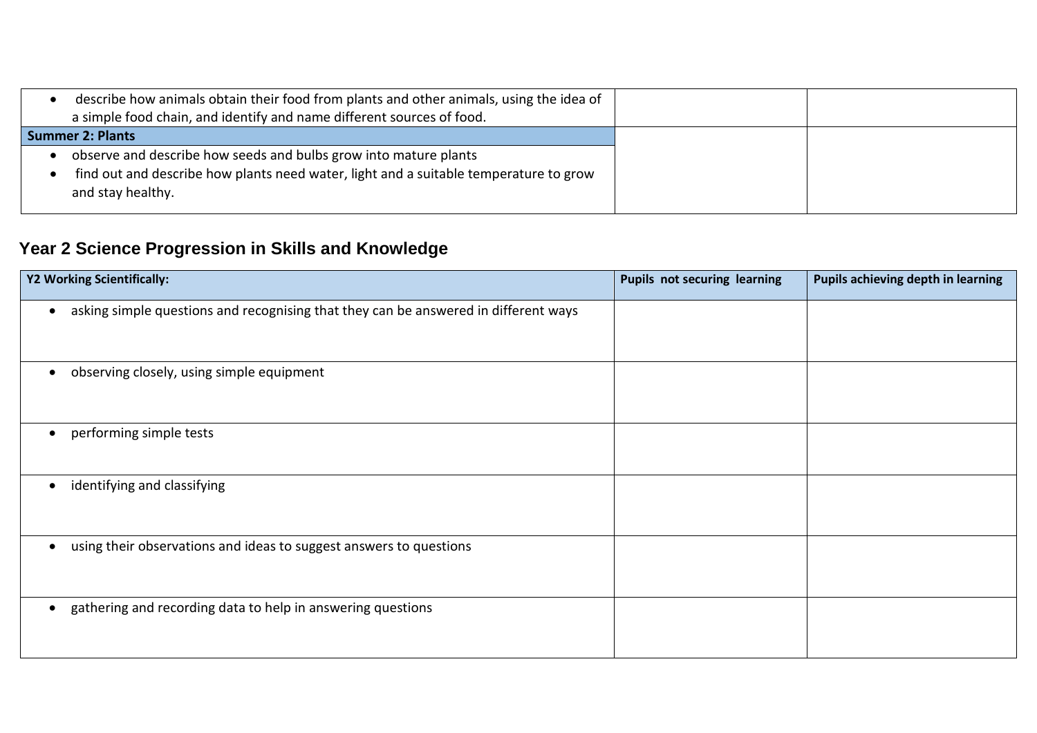| | | |
|---|---|---|
| • describe how animals obtain their food from plants and other animals, using the idea of a simple food chain, and identify and name different sources of food. | | |
| **Summer 2: Plants** | | |
| • observe and describe how seeds and bulbs grow into mature plants<br>• find out and describe how plants need water, light and a suitable temperature to grow and stay healthy. | | |

## Year 2 Science Progression in Skills and Knowledge

| **Y2 Working Scientifically:** | **Pupils not securing learning** | **Pupils achieving depth in learning** |
|---|---|---|
| • asking simple questions and recognising that they can be answered in different ways | | |
| • observing closely, using simple equipment | | |
| • performing simple tests | | |
| • identifying and classifying | | |
| • using their observations and ideas to suggest answers to questions | | |
| • gathering and recording data to help in answering questions | | |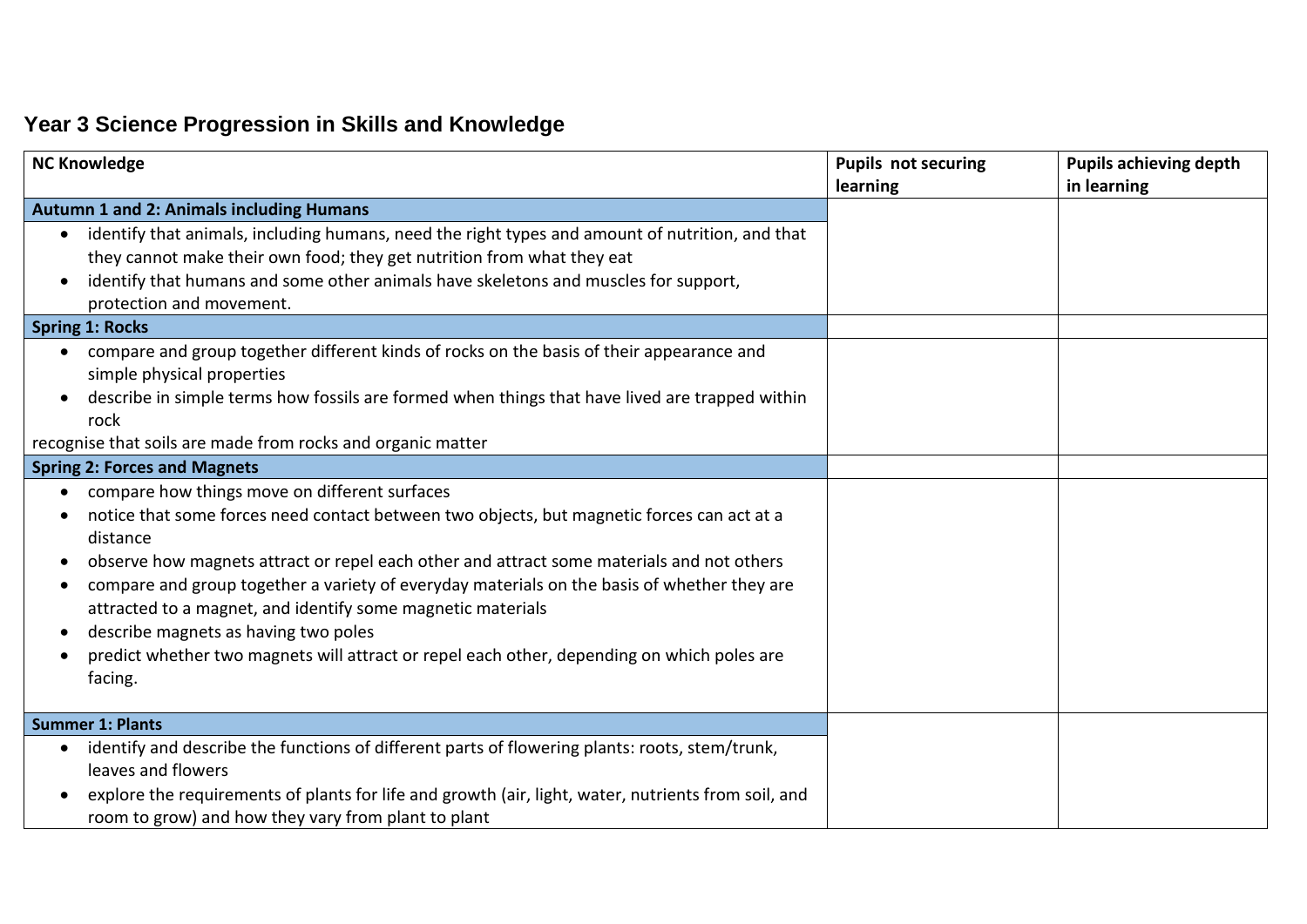## Year 3 Science Progression in Skills and Knowledge

| NC Knowledge | Pupils not securing learning | Pupils achieving depth in learning |
|---|---|---|
| **Autumn 1 and 2: Animals including Humans** | | |
| • identify that animals, including humans, need the right types and amount of nutrition, and that they cannot make their own food; they get nutrition from what they eat<br>• identify that humans and some other animals have skeletons and muscles for support, protection and movement. | | |
| **Spring 1: Rocks** | | |
| • compare and group together different kinds of rocks on the basis of their appearance and simple physical properties<br>• describe in simple terms how fossils are formed when things that have lived are trapped within rock<br>recognise that soils are made from rocks and organic matter | | |
| **Spring 2: Forces and Magnets** | | |
| • compare how things move on different surfaces<br>• notice that some forces need contact between two objects, but magnetic forces can act at a distance<br>• observe how magnets attract or repel each other and attract some materials and not others<br>• compare and group together a variety of everyday materials on the basis of whether they are attracted to a magnet, and identify some magnetic materials<br>• describe magnets as having two poles<br>• predict whether two magnets will attract or repel each other, depending on which poles are facing. | | |
| **Summer 1: Plants** | | |
| • identify and describe the functions of different parts of flowering plants: roots, stem/trunk, leaves and flowers<br>• explore the requirements of plants for life and growth (air, light, water, nutrients from soil, and room to grow) and how they vary from plant to plant | | |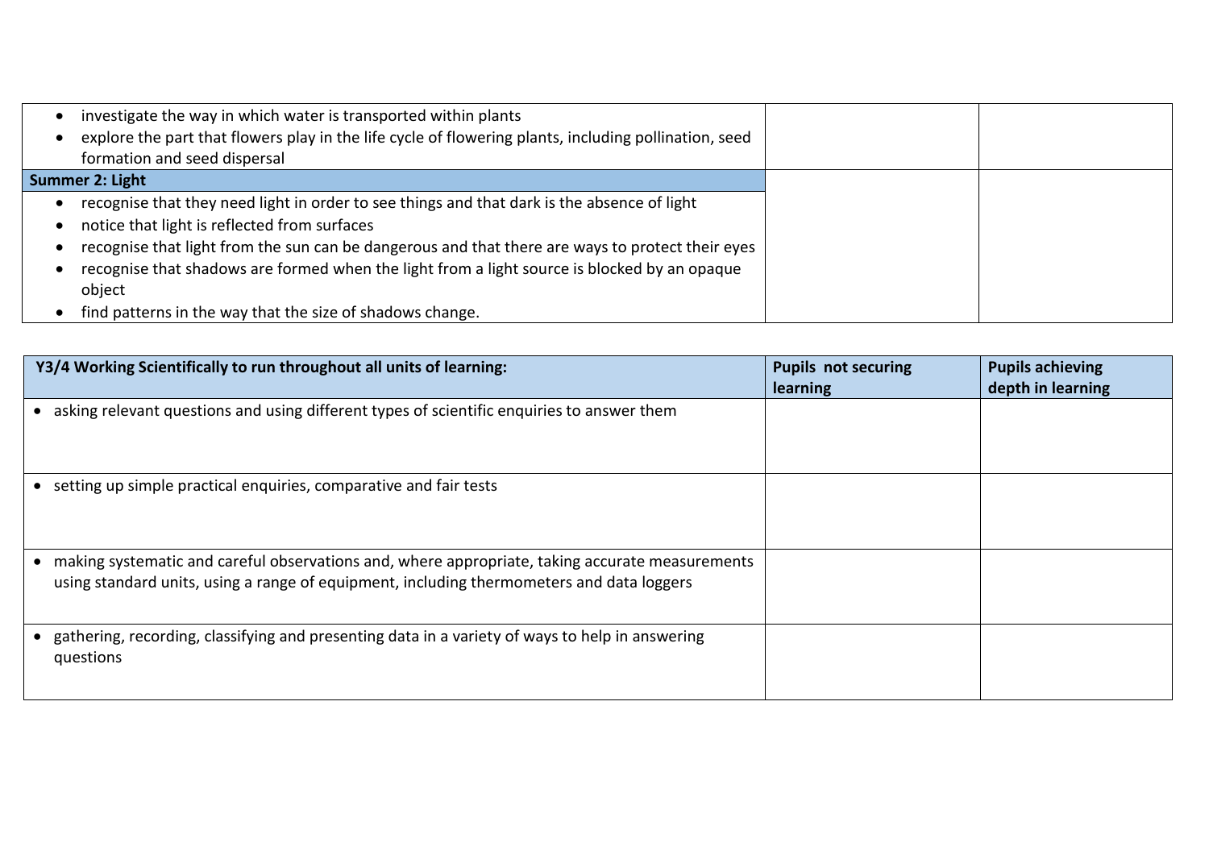| | | |
|---|---|---|
| • investigate the way in which water is transported within plants<br>• explore the part that flowers play in the life cycle of flowering plants, including pollination, seed formation and seed dispersal | | |
| **Summer 2: Light** | | |
| • recognise that they need light in order to see things and that dark is the absence of light<br>• notice that light is reflected from surfaces<br>• recognise that light from the sun can be dangerous and that there are ways to protect their eyes<br>• recognise that shadows are formed when the light from a light source is blocked by an opaque object<br>• find patterns in the way that the size of shadows change. | | |

| Y3/4 Working Scientifically to run throughout all units of learning: | Pupils not securing learning | Pupils achieving depth in learning |
|---|---|---|
| • asking relevant questions and using different types of scientific enquiries to answer them | | |
| • setting up simple practical enquiries, comparative and fair tests | | |
| • making systematic and careful observations and, where appropriate, taking accurate measurements using standard units, using a range of equipment, including thermometers and data loggers | | |
| • gathering, recording, classifying and presenting data in a variety of ways to help in answering questions | | |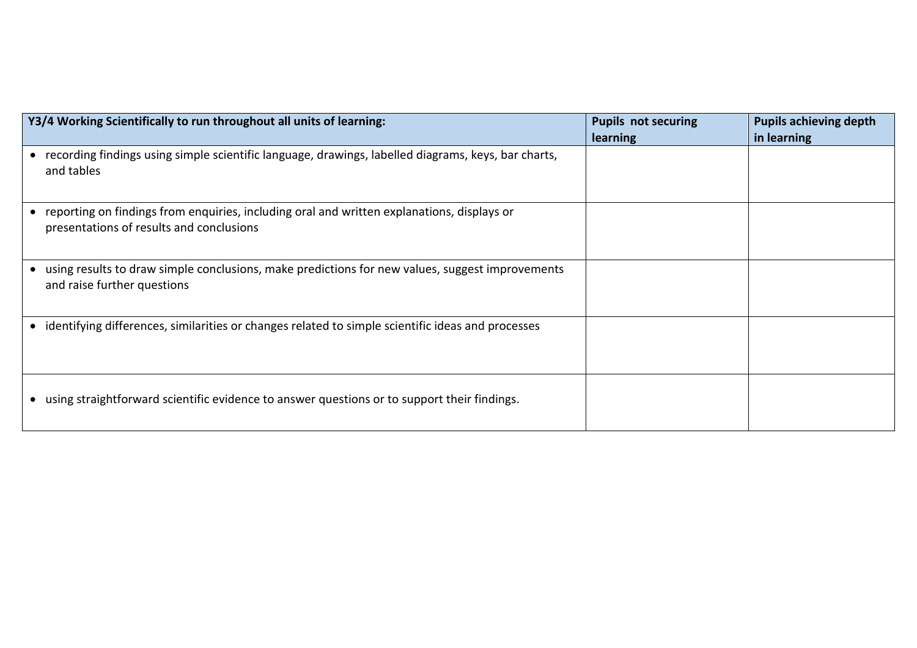| **Y3/4 Working Scientifically to run throughout all units of learning:** | **Pupils not securing learning** | **Pupils achieving depth in learning** |
| --- | --- | --- |
| • recording findings using simple scientific language, drawings, labelled diagrams, keys, bar charts, and tables | | |
| • reporting on findings from enquiries, including oral and written explanations, displays or presentations of results and conclusions | | |
| • using results to draw simple conclusions, make predictions for new values, suggest improvements and raise further questions | | |
| • identifying differences, similarities or changes related to simple scientific ideas and processes | | |
| • using straightforward scientific evidence to answer questions or to support their findings. | | |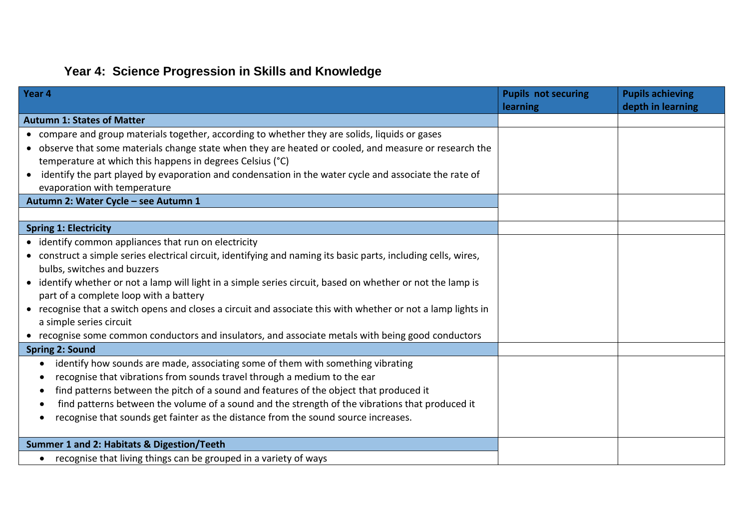# Year 4: Science Progression in Skills and Knowledge

| Year 4 | Pupils not securing learning | Pupils achieving depth in learning |
|---|---|---|
| **Autumn 1: States of Matter** | | |
| • compare and group materials together, according to whether they are solids, liquids or gases<br>• observe that some materials change state when they are heated or cooled, and measure or research the temperature at which this happens in degrees Celsius (°C)<br>• identify the part played by evaporation and condensation in the water cycle and associate the rate of evaporation with temperature | | |
| **Autumn 2: Water Cycle – see Autumn 1** | | |
| | | |
| **Spring 1: Electricity** | | |
| • identify common appliances that run on electricity<br>• construct a simple series electrical circuit, identifying and naming its basic parts, including cells, wires, bulbs, switches and buzzers<br>• identify whether or not a lamp will light in a simple series circuit, based on whether or not the lamp is part of a complete loop with a battery<br>• recognise that a switch opens and closes a circuit and associate this with whether or not a lamp lights in a simple series circuit<br>• recognise some common conductors and insulators, and associate metals with being good conductors | | |
| **Spring 2: Sound** | | |
| • identify how sounds are made, associating some of them with something vibrating<br>• recognise that vibrations from sounds travel through a medium to the ear<br>• find patterns between the pitch of a sound and features of the object that produced it<br>• find patterns between the volume of a sound and the strength of the vibrations that produced it<br>• recognise that sounds get fainter as the distance from the sound source increases. | | |
| **Summer 1 and 2: Habitats & Digestion/Teeth** | | |
| • recognise that living things can be grouped in a variety of ways | | |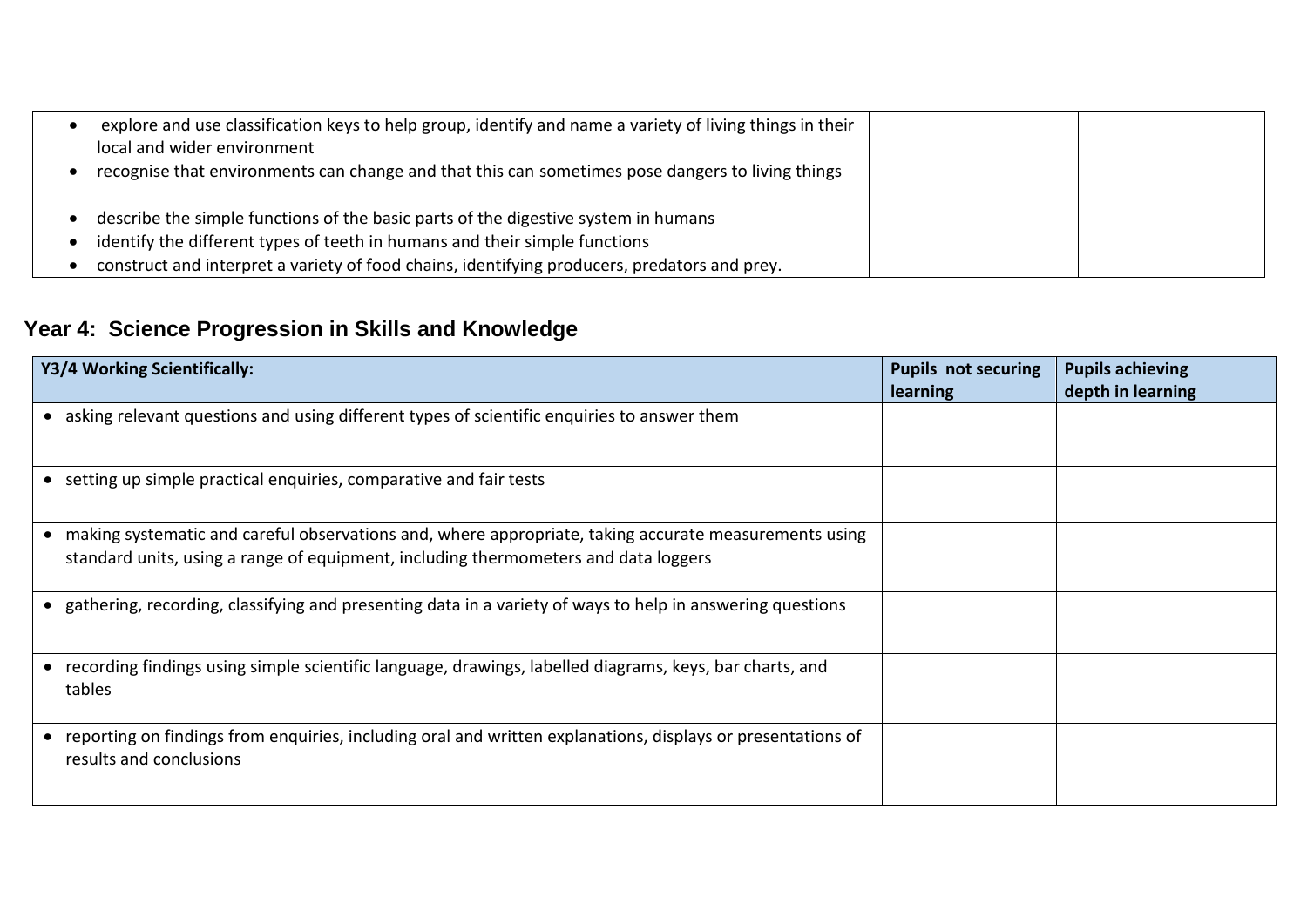| | | |
|---|---|---|
| • explore and use classification keys to help group, identify and name a variety of living things in their local and wider environment<br>• recognise that environments can change and that this can sometimes pose dangers to living things<br><br>• describe the simple functions of the basic parts of the digestive system in humans<br>• identify the different types of teeth in humans and their simple functions<br>• construct and interpret a variety of food chains, identifying producers, predators and prey. | | |

## Year 4: Science Progression in Skills and Knowledge

| Y3/4 Working Scientifically: | Pupils not securing learning | Pupils achieving depth in learning |
|---|---|---|
| • asking relevant questions and using different types of scientific enquiries to answer them | | |
| • setting up simple practical enquiries, comparative and fair tests | | |
| • making systematic and careful observations and, where appropriate, taking accurate measurements using standard units, using a range of equipment, including thermometers and data loggers | | |
| • gathering, recording, classifying and presenting data in a variety of ways to help in answering questions | | |
| • recording findings using simple scientific language, drawings, labelled diagrams, keys, bar charts, and tables | | |
| • reporting on findings from enquiries, including oral and written explanations, displays or presentations of results and conclusions | | |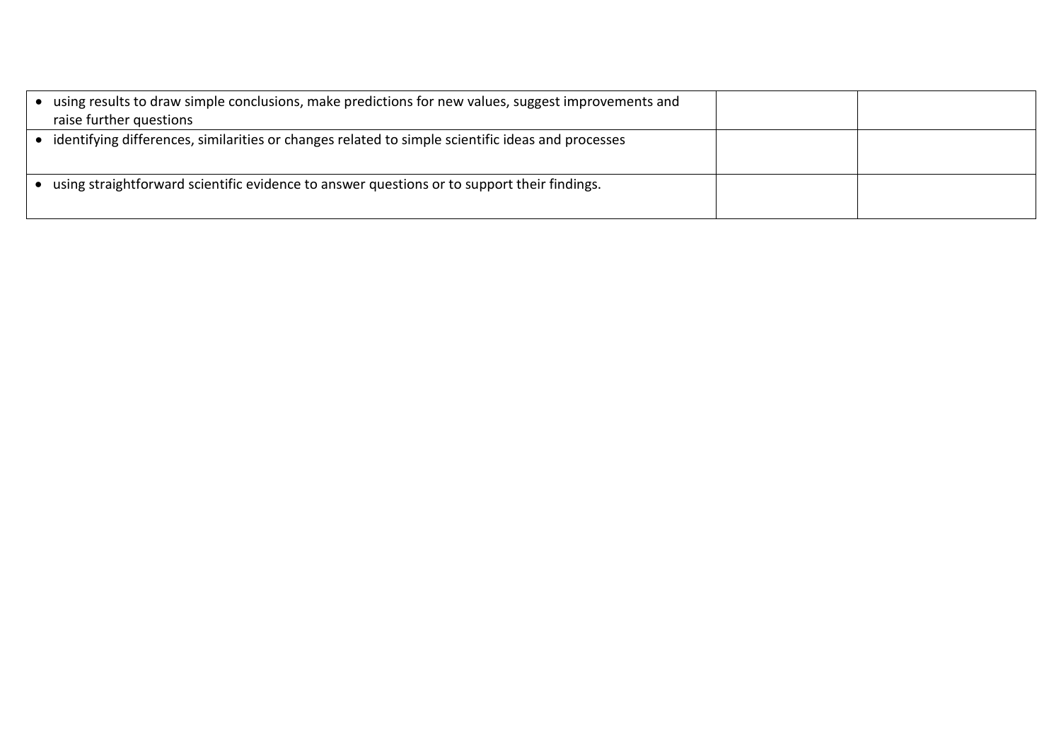| | | |
|---|---|---|
| • using results to draw simple conclusions, make predictions for new values, suggest improvements and raise further questions | | |
| • identifying differences, similarities or changes related to simple scientific ideas and processes | | |
| • using straightforward scientific evidence to answer questions or to support their findings. | | |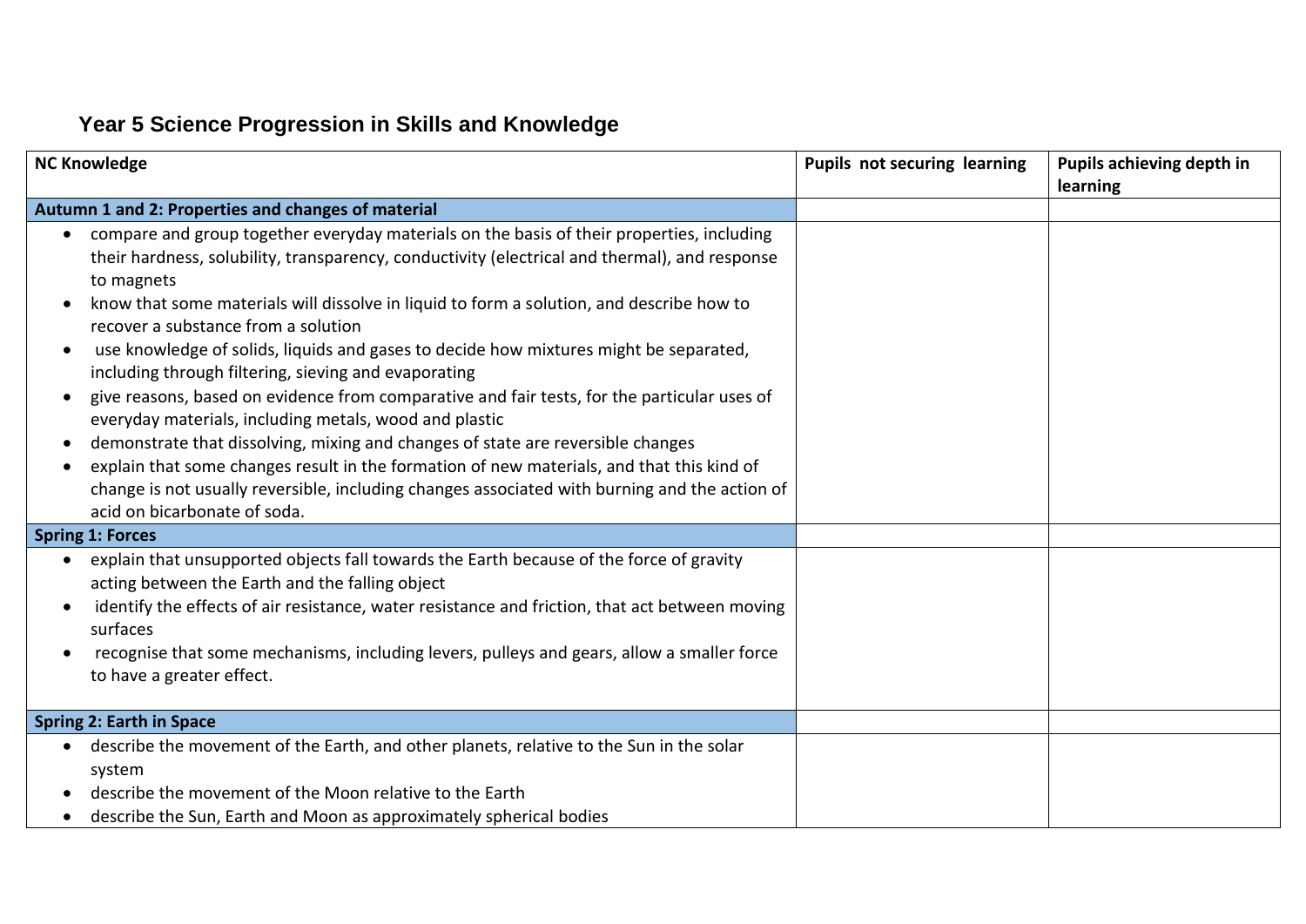## Year 5 Science Progression in Skills and Knowledge

| NC Knowledge | Pupils not securing learning | Pupils achieving depth in learning |
|---|---|---|
| **Autumn 1 and 2: Properties and changes of material** | | |
| • compare and group together everyday materials on the basis of their properties, including their hardness, solubility, transparency, conductivity (electrical and thermal), and response to magnets<br>• know that some materials will dissolve in liquid to form a solution, and describe how to recover a substance from a solution<br>• use knowledge of solids, liquids and gases to decide how mixtures might be separated, including through filtering, sieving and evaporating<br>• give reasons, based on evidence from comparative and fair tests, for the particular uses of everyday materials, including metals, wood and plastic<br>• demonstrate that dissolving, mixing and changes of state are reversible changes<br>• explain that some changes result in the formation of new materials, and that this kind of change is not usually reversible, including changes associated with burning and the action of acid on bicarbonate of soda. | | |
| **Spring 1: Forces** | | |
| • explain that unsupported objects fall towards the Earth because of the force of gravity acting between the Earth and the falling object<br>• identify the effects of air resistance, water resistance and friction, that act between moving surfaces<br>• recognise that some mechanisms, including levers, pulleys and gears, allow a smaller force to have a greater effect. | | |
| **Spring 2: Earth in Space** | | |
| • describe the movement of the Earth, and other planets, relative to the Sun in the solar system<br>• describe the movement of the Moon relative to the Earth<br>• describe the Sun, Earth and Moon as approximately spherical bodies | | |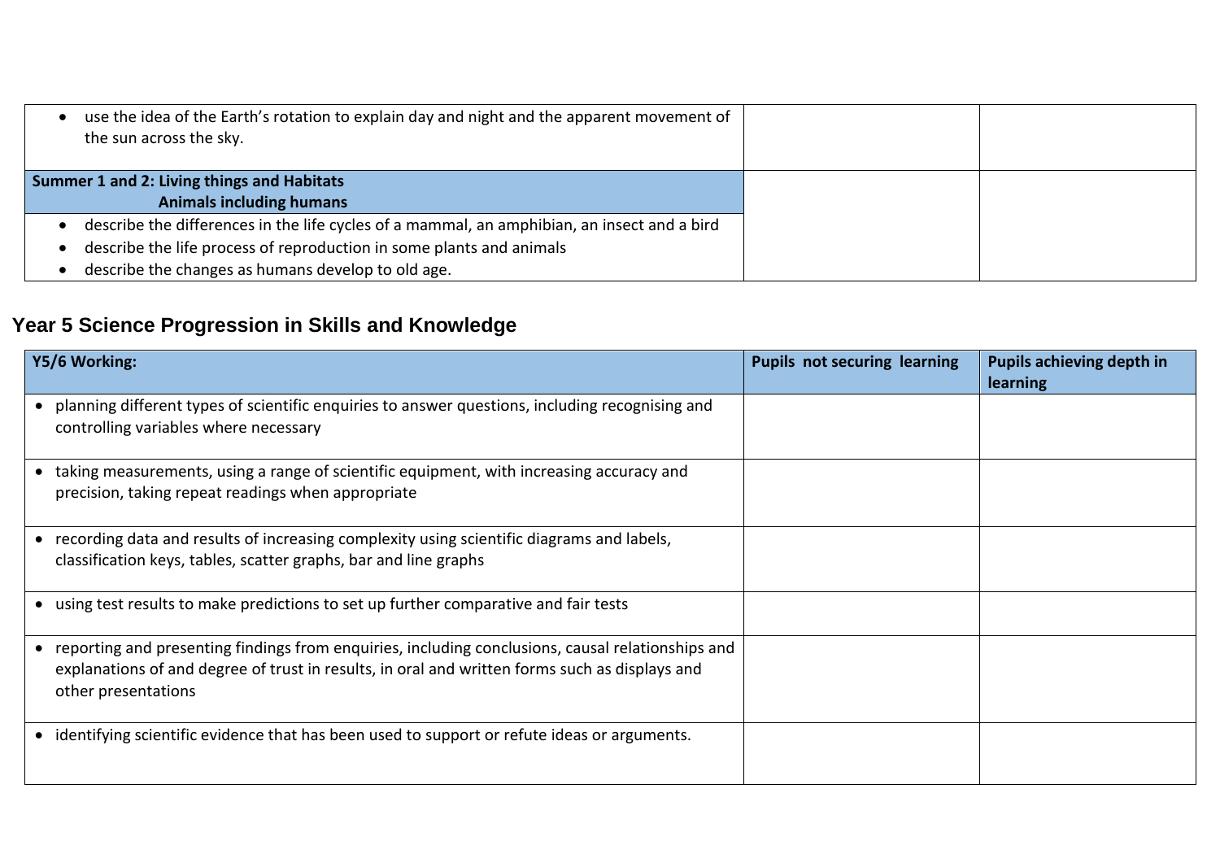| | | |
|---|---|---|
| • use the idea of the Earth's rotation to explain day and night and the apparent movement of the sun across the sky. | | |
| **Summer 1 and 2: Living things and Habitats**<br>**Animals including humans** | | |
| • describe the differences in the life cycles of a mammal, an amphibian, an insect and a bird<br>• describe the life process of reproduction in some plants and animals<br>• describe the changes as humans develop to old age. | | |

## Year 5 Science Progression in Skills and Knowledge

| **Y5/6 Working:** | **Pupils not securing learning** | **Pupils achieving depth in learning** |
|---|---|---|
| • planning different types of scientific enquiries to answer questions, including recognising and controlling variables where necessary | | |
| • taking measurements, using a range of scientific equipment, with increasing accuracy and precision, taking repeat readings when appropriate | | |
| • recording data and results of increasing complexity using scientific diagrams and labels, classification keys, tables, scatter graphs, bar and line graphs | | |
| • using test results to make predictions to set up further comparative and fair tests | | |
| • reporting and presenting findings from enquiries, including conclusions, causal relationships and explanations of and degree of trust in results, in oral and written forms such as displays and other presentations | | |
| • identifying scientific evidence that has been used to support or refute ideas or arguments. | | |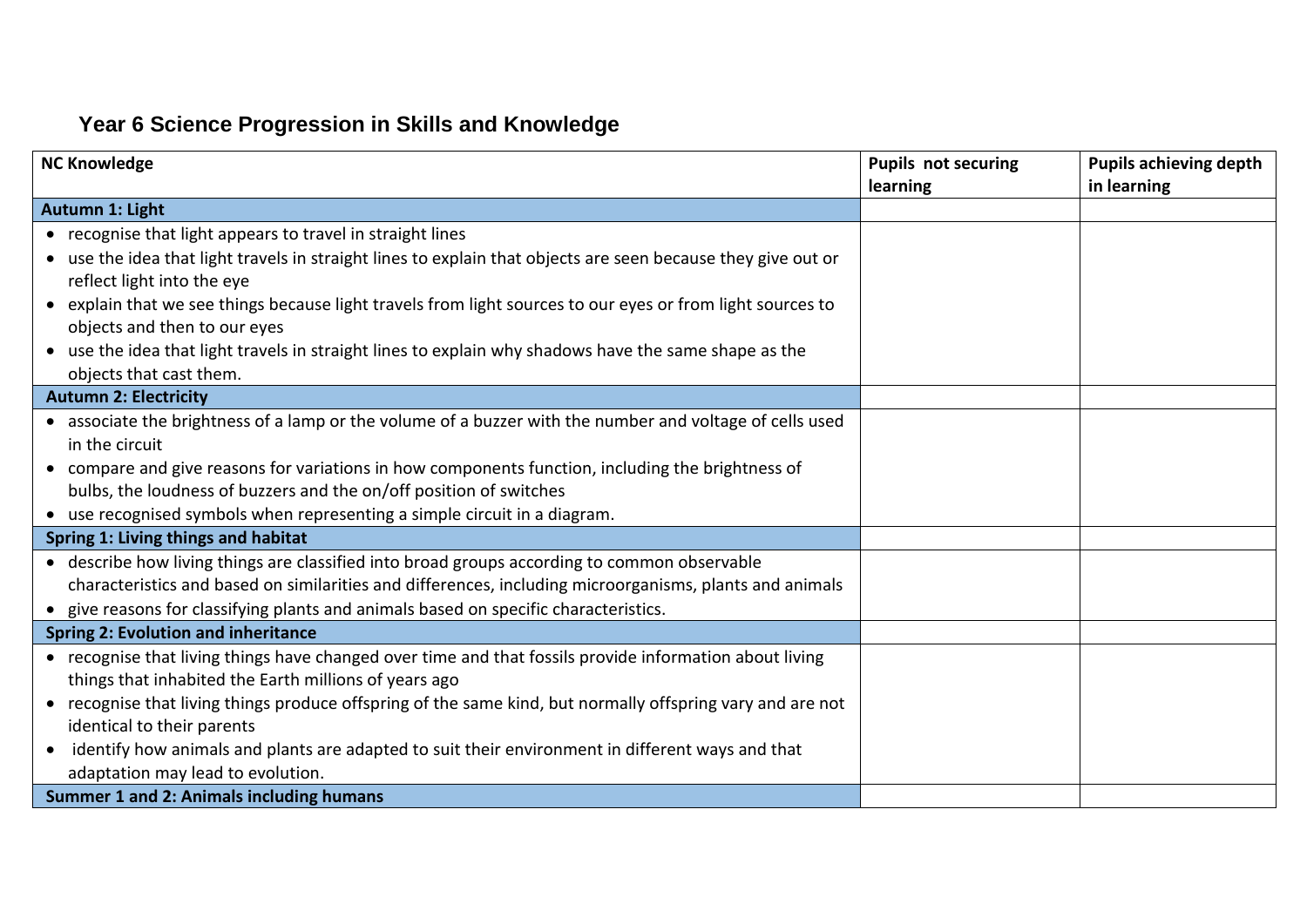# Year 6 Science Progression in Skills and Knowledge

| NC Knowledge | Pupils not securing learning | Pupils achieving depth in learning |
|---|---|---|
| **Autumn 1: Light** | | |
| • recognise that light appears to travel in straight lines<br>• use the idea that light travels in straight lines to explain that objects are seen because they give out or reflect light into the eye<br>• explain that we see things because light travels from light sources to our eyes or from light sources to objects and then to our eyes<br>• use the idea that light travels in straight lines to explain why shadows have the same shape as the objects that cast them. | | |
| **Autumn 2: Electricity** | | |
| • associate the brightness of a lamp or the volume of a buzzer with the number and voltage of cells used in the circuit<br>• compare and give reasons for variations in how components function, including the brightness of bulbs, the loudness of buzzers and the on/off position of switches<br>• use recognised symbols when representing a simple circuit in a diagram. | | |
| **Spring 1: Living things and habitat** | | |
| • describe how living things are classified into broad groups according to common observable characteristics and based on similarities and differences, including microorganisms, plants and animals<br>• give reasons for classifying plants and animals based on specific characteristics. | | |
| **Spring 2: Evolution and inheritance** | | |
| • recognise that living things have changed over time and that fossils provide information about living things that inhabited the Earth millions of years ago<br>• recognise that living things produce offspring of the same kind, but normally offspring vary and are not identical to their parents<br>• identify how animals and plants are adapted to suit their environment in different ways and that adaptation may lead to evolution. | | |
| **Summer 1 and 2: Animals including humans** | | |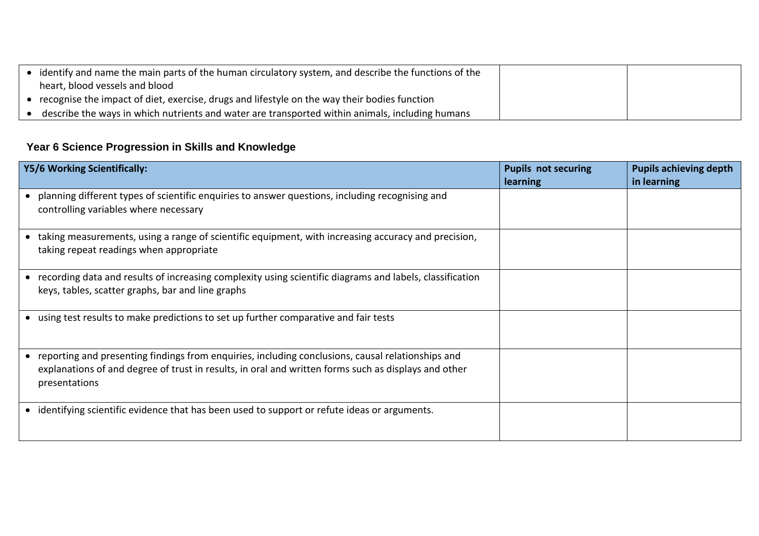| | | |
|---|---|---|
| • identify and name the main parts of the human circulatory system, and describe the functions of the heart, blood vessels and blood<br>• recognise the impact of diet, exercise, drugs and lifestyle on the way their bodies function<br>• describe the ways in which nutrients and water are transported within animals, including humans | | |

## Year 6 Science Progression in Skills and Knowledge

| **Y5/6 Working Scientifically:** | **Pupils not securing learning** | **Pupils achieving depth in learning** |
|---|---|---|
| • planning different types of scientific enquiries to answer questions, including recognising and controlling variables where necessary | | |
| • taking measurements, using a range of scientific equipment, with increasing accuracy and precision, taking repeat readings when appropriate | | |
| • recording data and results of increasing complexity using scientific diagrams and labels, classification keys, tables, scatter graphs, bar and line graphs | | |
| • using test results to make predictions to set up further comparative and fair tests | | |
| • reporting and presenting findings from enquiries, including conclusions, causal relationships and explanations of and degree of trust in results, in oral and written forms such as displays and other presentations | | |
| • identifying scientific evidence that has been used to support or refute ideas or arguments. | | |